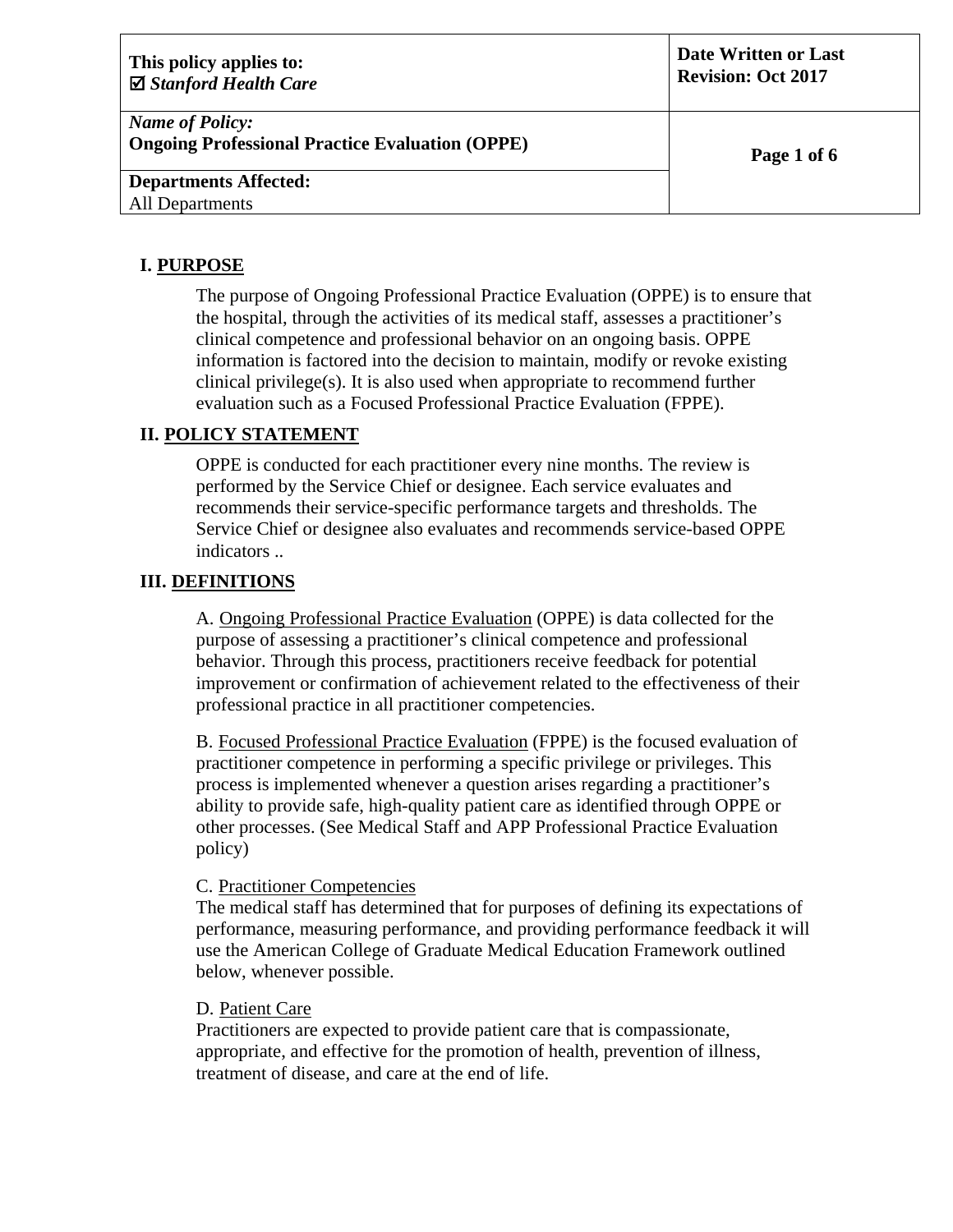| This policy applies to: ☑ *Stanford Health Care* | Date Written or Last Revision: Oct 2017 |
| --- | --- |
| ***Name of Policy:*** **Ongoing Professional Practice Evaluation (OPPE)** | |
| **Departments Affected:** All Departments | |

## I. PURPOSE

The purpose of Ongoing Professional Practice Evaluation (OPPE) is to ensure that the hospital, through the activities of its medical staff, assesses a practitioner's clinical competence and professional behavior on an ongoing basis. OPPE information is factored into the decision to maintain, modify or revoke existing clinical privilege(s). It is also used when appropriate to recommend further evaluation such as a Focused Professional Practice Evaluation (FPPE).

## II. POLICY STATEMENT

OPPE is conducted for each practitioner every nine months. The review is performed by the Service Chief or designee. Each service evaluates and recommends their service-specific performance targets and thresholds. The Service Chief or designee also evaluates and recommends service-based OPPE indicators ..

## III. DEFINITIONS

A. Ongoing Professional Practice Evaluation (OPPE) is data collected for the purpose of assessing a practitioner's clinical competence and professional behavior. Through this process, practitioners receive feedback for potential improvement or confirmation of achievement related to the effectiveness of their professional practice in all practitioner competencies.

B. Focused Professional Practice Evaluation (FPPE) is the focused evaluation of practitioner competence in performing a specific privilege or privileges. This process is implemented whenever a question arises regarding a practitioner's ability to provide safe, high-quality patient care as identified through OPPE or other processes. (See Medical Staff and APP Professional Practice Evaluation policy)

C. Practitioner Competencies
The medical staff has determined that for purposes of defining its expectations of performance, measuring performance, and providing performance feedback it will use the American College of Graduate Medical Education Framework outlined below, whenever possible.

D. Patient Care
Practitioners are expected to provide patient care that is compassionate, appropriate, and effective for the promotion of health, prevention of illness, treatment of disease, and care at the end of life.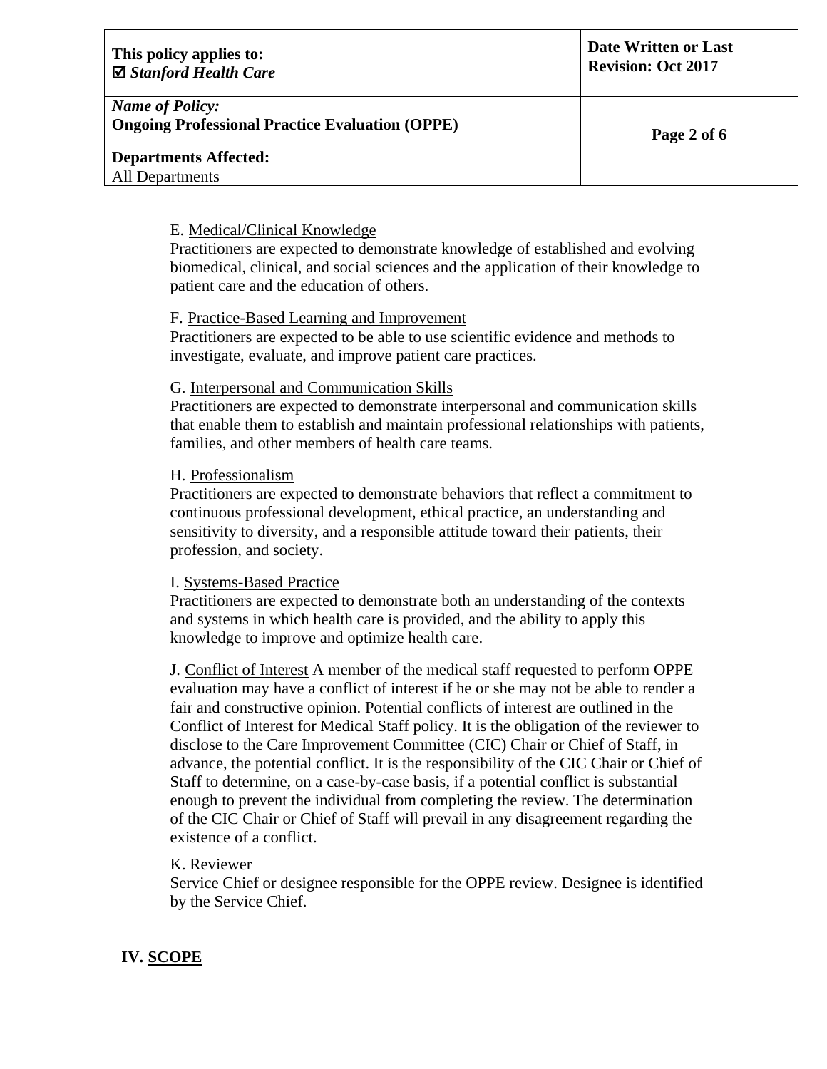E. <u>Medical/Clinical Knowledge</u>
Practitioners are expected to demonstrate knowledge of established and evolving biomedical, clinical, and social sciences and the application of their knowledge to patient care and the education of others.

F. <u>Practice-Based Learning and Improvement</u>
Practitioners are expected to be able to use scientific evidence and methods to investigate, evaluate, and improve patient care practices.

G. <u>Interpersonal and Communication Skills</u>
Practitioners are expected to demonstrate interpersonal and communication skills that enable them to establish and maintain professional relationships with patients, families, and other members of health care teams.

H. <u>Professionalism</u>
Practitioners are expected to demonstrate behaviors that reflect a commitment to continuous professional development, ethical practice, an understanding and sensitivity to diversity, and a responsible attitude toward their patients, their profession, and society.

I. <u>Systems-Based Practice</u>
Practitioners are expected to demonstrate both an understanding of the contexts and systems in which health care is provided, and the ability to apply this knowledge to improve and optimize health care.

J. <u>Conflict of Interest</u> A member of the medical staff requested to perform OPPE evaluation may have a conflict of interest if he or she may not be able to render a fair and constructive opinion. Potential conflicts of interest are outlined in the Conflict of Interest for Medical Staff policy. It is the obligation of the reviewer to disclose to the Care Improvement Committee (CIC) Chair or Chief of Staff, in advance, the potential conflict. It is the responsibility of the CIC Chair or Chief of Staff to determine, on a case-by-case basis, if a potential conflict is substantial enough to prevent the individual from completing the review. The determination of the CIC Chair or Chief of Staff will prevail in any disagreement regarding the existence of a conflict.

<u>K. Reviewer</u>
Service Chief or designee responsible for the OPPE review. Designee is identified by the Service Chief.

## IV. <u>SCOPE</u>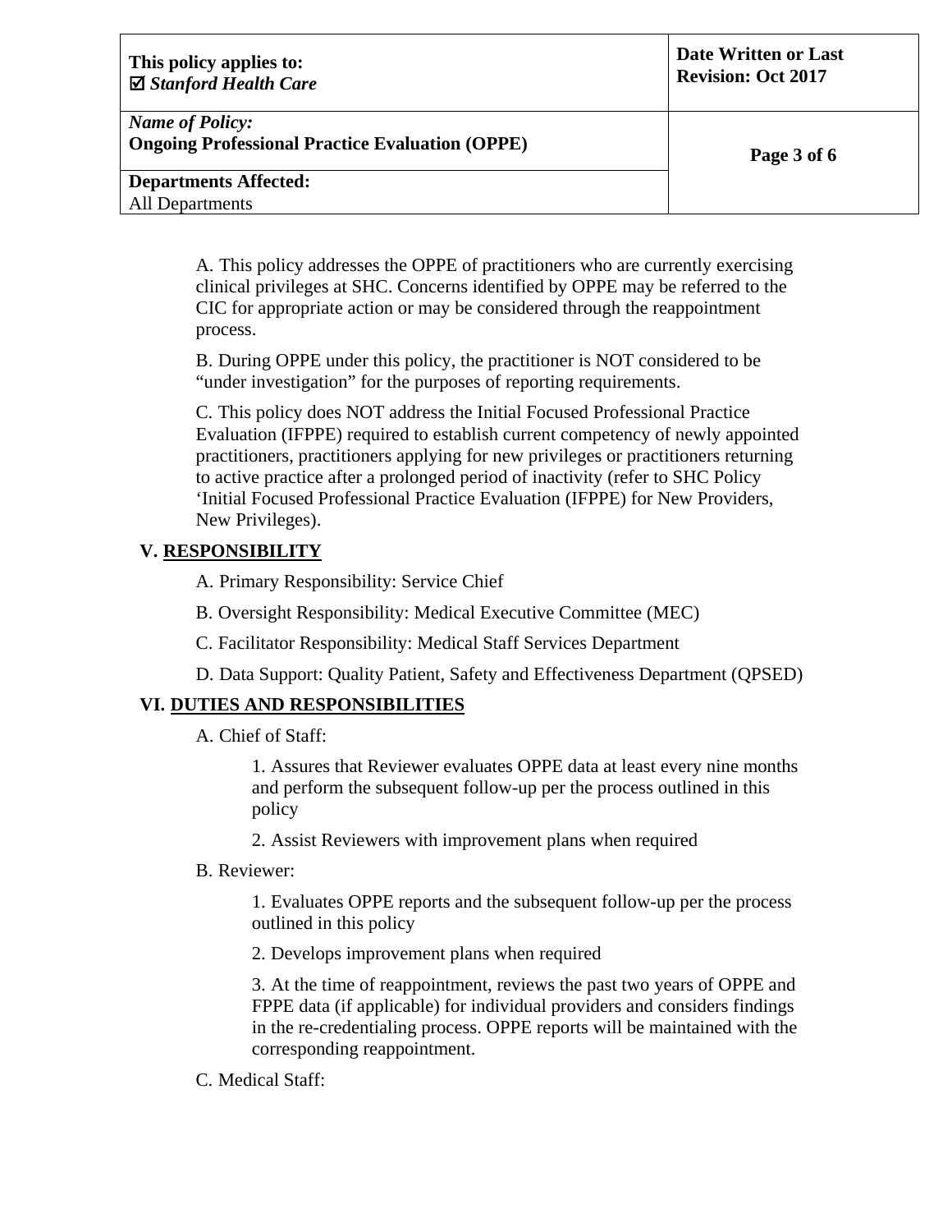A. This policy addresses the OPPE of practitioners who are currently exercising clinical privileges at SHC. Concerns identified by OPPE may be referred to the CIC for appropriate action or may be considered through the reappointment process.

B. During OPPE under this policy, the practitioner is NOT considered to be "under investigation" for the purposes of reporting requirements.

C. This policy does NOT address the Initial Focused Professional Practice Evaluation (IFPPE) required to establish current competency of newly appointed practitioners, practitioners applying for new privileges or practitioners returning to active practice after a prolonged period of inactivity (refer to SHC Policy 'Initial Focused Professional Practice Evaluation (IFPPE) for New Providers, New Privileges).

## V. RESPONSIBILITY

A. Primary Responsibility: Service Chief

B. Oversight Responsibility: Medical Executive Committee (MEC)

C. Facilitator Responsibility: Medical Staff Services Department

D. Data Support: Quality Patient, Safety and Effectiveness Department (QPSED)

## VI. DUTIES AND RESPONSIBILITIES

A. Chief of Staff:

1. Assures that Reviewer evaluates OPPE data at least every nine months and perform the subsequent follow-up per the process outlined in this policy

2. Assist Reviewers with improvement plans when required

B. Reviewer:

1. Evaluates OPPE reports and the subsequent follow-up per the process outlined in this policy

2. Develops improvement plans when required

3. At the time of reappointment, reviews the past two years of OPPE and FPPE data (if applicable) for individual providers and considers findings in the re-credentialing process. OPPE reports will be maintained with the corresponding reappointment.

C. Medical Staff: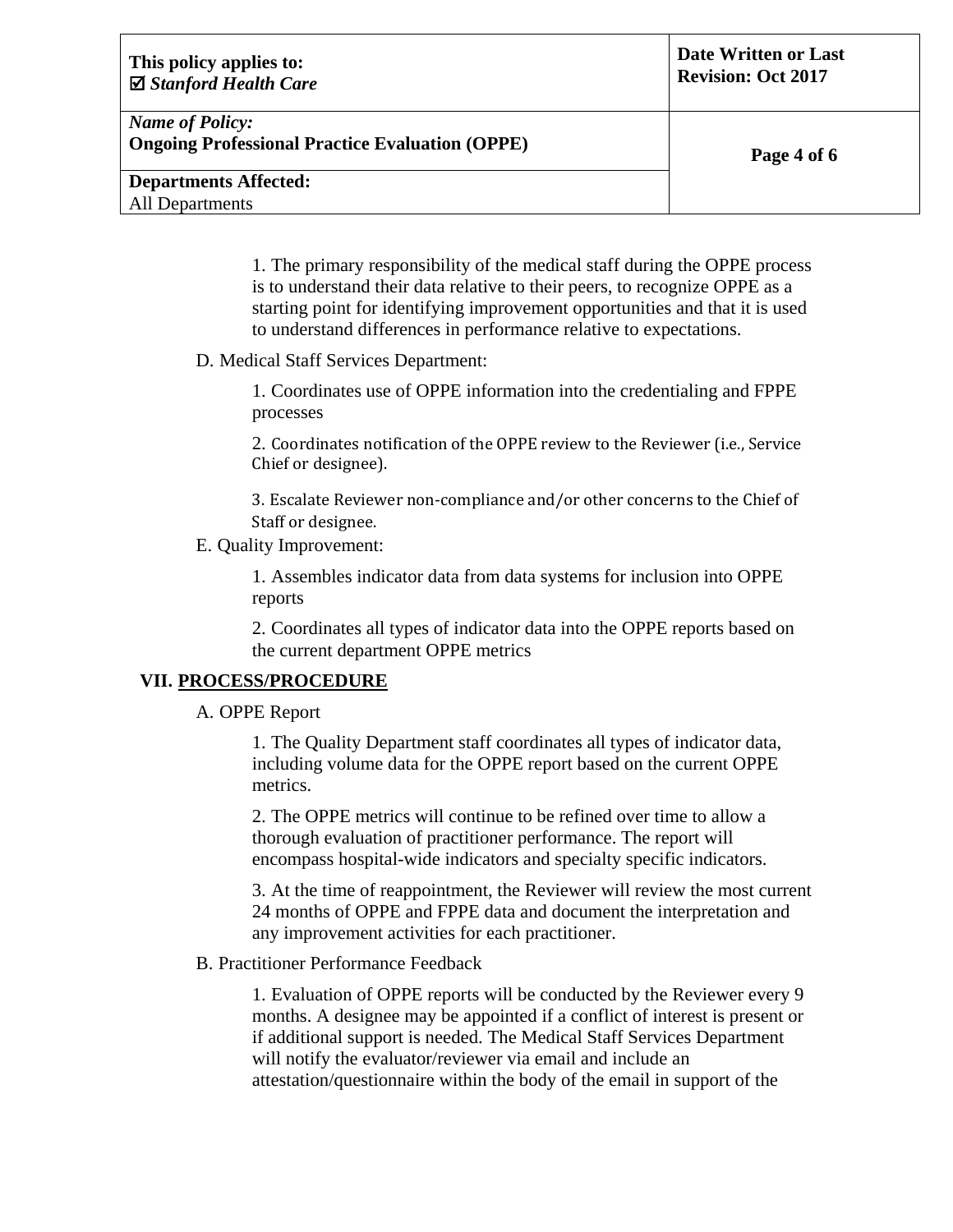1. The primary responsibility of the medical staff during the OPPE process is to understand their data relative to their peers, to recognize OPPE as a starting point for identifying improvement opportunities and that it is used to understand differences in performance relative to expectations.

D. Medical Staff Services Department:

1. Coordinates use of OPPE information into the credentialing and FPPE processes

2. Coordinates notification of the OPPE review to the Reviewer (i.e., Service Chief or designee).

3. Escalate Reviewer non-compliance and/or other concerns to the Chief of Staff or designee.

E. Quality Improvement:

1. Assembles indicator data from data systems for inclusion into OPPE reports

2. Coordinates all types of indicator data into the OPPE reports based on the current department OPPE metrics

## VII. PROCESS/PROCEDURE

A. OPPE Report

1. The Quality Department staff coordinates all types of indicator data, including volume data for the OPPE report based on the current OPPE metrics.

2. The OPPE metrics will continue to be refined over time to allow a thorough evaluation of practitioner performance. The report will encompass hospital-wide indicators and specialty specific indicators.

3. At the time of reappointment, the Reviewer will review the most current 24 months of OPPE and FPPE data and document the interpretation and any improvement activities for each practitioner.

B. Practitioner Performance Feedback

1. Evaluation of OPPE reports will be conducted by the Reviewer every 9 months. A designee may be appointed if a conflict of interest is present or if additional support is needed. The Medical Staff Services Department will notify the evaluator/reviewer via email and include an attestation/questionnaire within the body of the email in support of the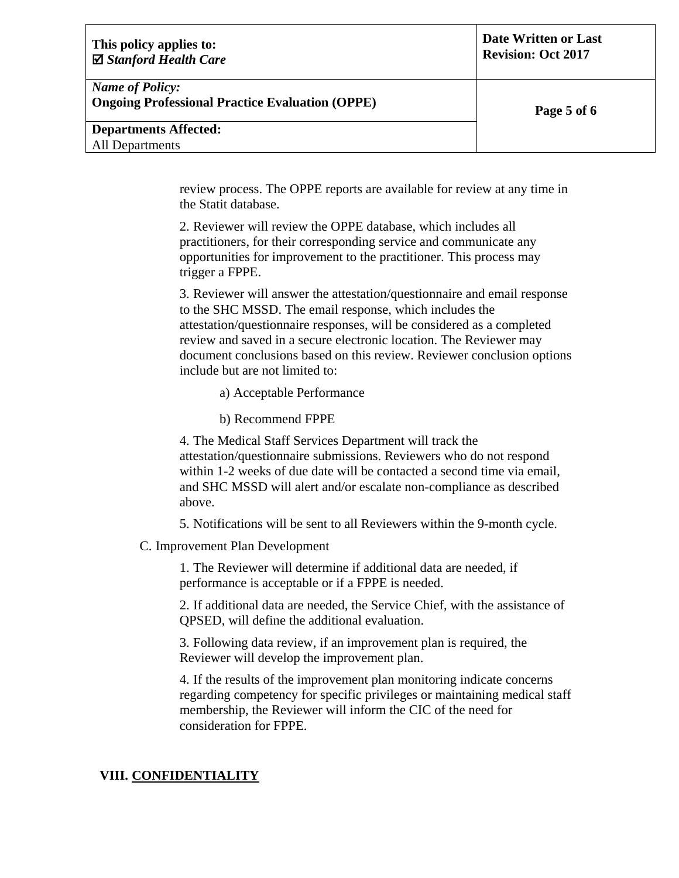review process. The OPPE reports are available for review at any time in the Statit database.

2. Reviewer will review the OPPE database, which includes all practitioners, for their corresponding service and communicate any opportunities for improvement to the practitioner. This process may trigger a FPPE.

3. Reviewer will answer the attestation/questionnaire and email response to the SHC MSSD. The email response, which includes the attestation/questionnaire responses, will be considered as a completed review and saved in a secure electronic location. The Reviewer may document conclusions based on this review. Reviewer conclusion options include but are not limited to:

a) Acceptable Performance

b) Recommend FPPE

4. The Medical Staff Services Department will track the attestation/questionnaire submissions. Reviewers who do not respond within 1-2 weeks of due date will be contacted a second time via email, and SHC MSSD will alert and/or escalate non-compliance as described above.

5. Notifications will be sent to all Reviewers within the 9-month cycle.

C. Improvement Plan Development

1. The Reviewer will determine if additional data are needed, if performance is acceptable or if a FPPE is needed.

2. If additional data are needed, the Service Chief, with the assistance of QPSED, will define the additional evaluation.

3. Following data review, if an improvement plan is required, the Reviewer will develop the improvement plan.

4. If the results of the improvement plan monitoring indicate concerns regarding competency for specific privileges or maintaining medical staff membership, the Reviewer will inform the CIC of the need for consideration for FPPE.

## VIII. CONFIDENTIALITY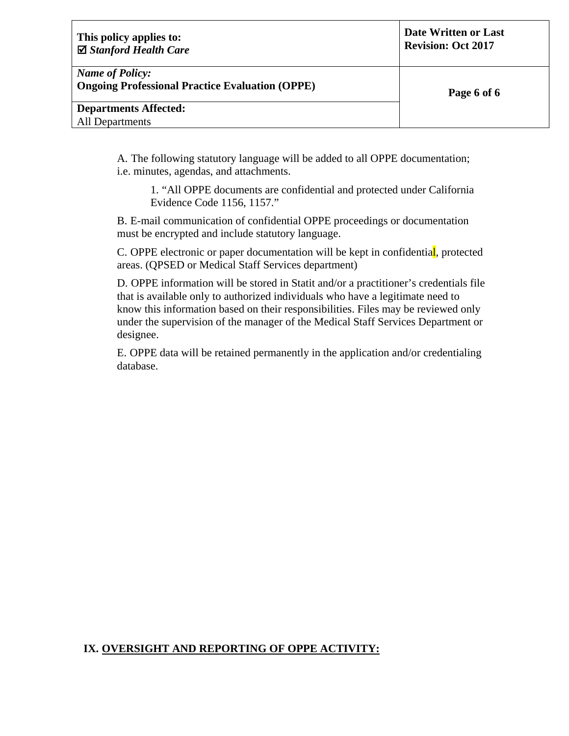A. The following statutory language will be added to all OPPE documentation; i.e. minutes, agendas, and attachments.

1. "All OPPE documents are confidential and protected under California Evidence Code 1156, 1157."

B. E-mail communication of confidential OPPE proceedings or documentation must be encrypted and include statutory language.

C. OPPE electronic or paper documentation will be kept in confidential, protected areas. (QPSED or Medical Staff Services department)

D. OPPE information will be stored in Statit and/or a practitioner's credentials file that is available only to authorized individuals who have a legitimate need to know this information based on their responsibilities. Files may be reviewed only under the supervision of the manager of the Medical Staff Services Department or designee.

E. OPPE data will be retained permanently in the application and/or credentialing database.

## IX. OVERSIGHT AND REPORTING OF OPPE ACTIVITY: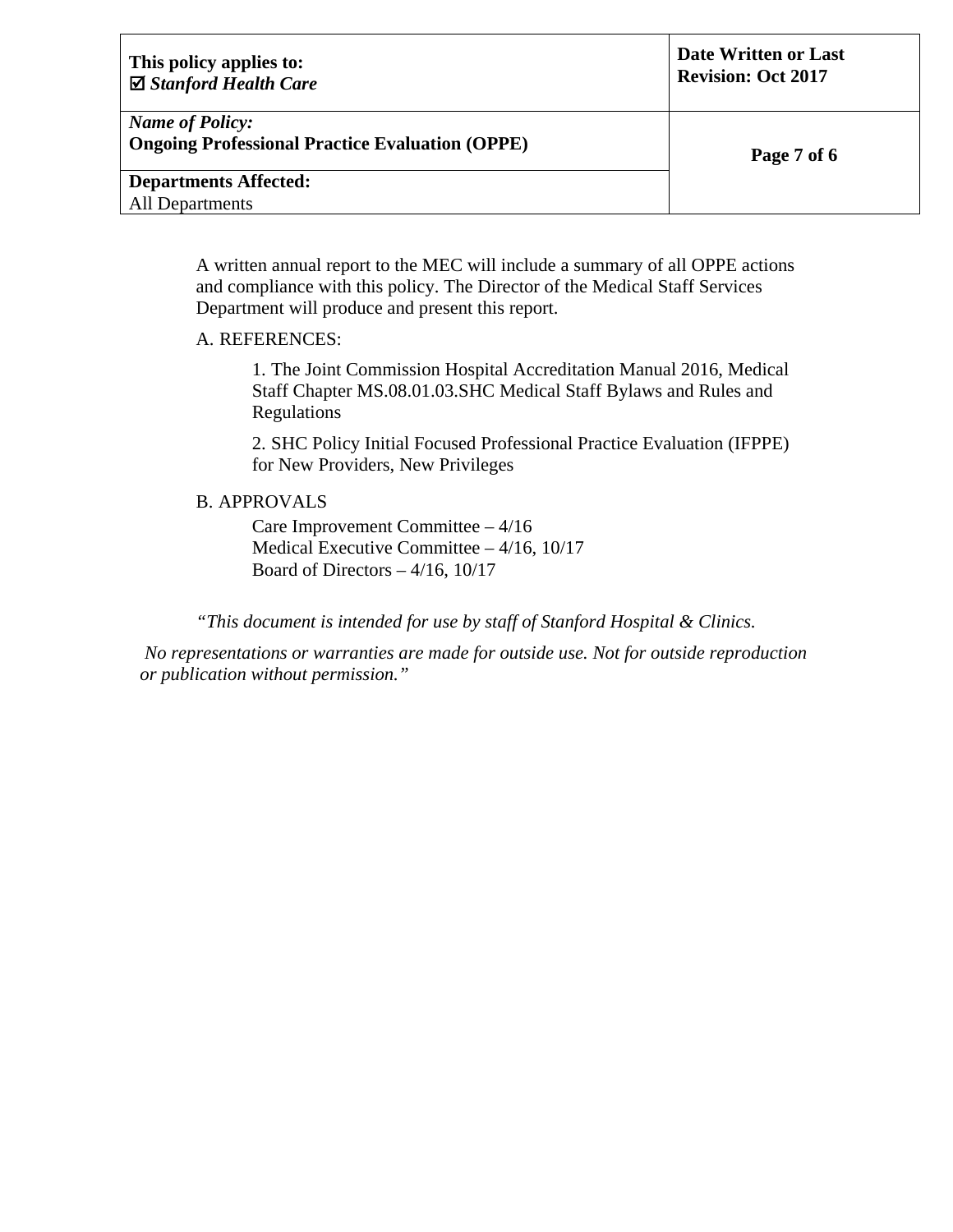A written annual report to the MEC will include a summary of all OPPE actions and compliance with this policy. The Director of the Medical Staff Services Department will produce and present this report.

A. REFERENCES:

1. The Joint Commission Hospital Accreditation Manual 2016, Medical Staff Chapter MS.08.01.03.SHC Medical Staff Bylaws and Rules and Regulations

2. SHC Policy Initial Focused Professional Practice Evaluation (IFPPE) for New Providers, New Privileges

B. APPROVALS

Care Improvement Committee – 4/16
Medical Executive Committee – 4/16, 10/17
Board of Directors – 4/16, 10/17

*"This document is intended for use by staff of Stanford Hospital & Clinics.*

*No representations or warranties are made for outside use. Not for outside reproduction or publication without permission."*